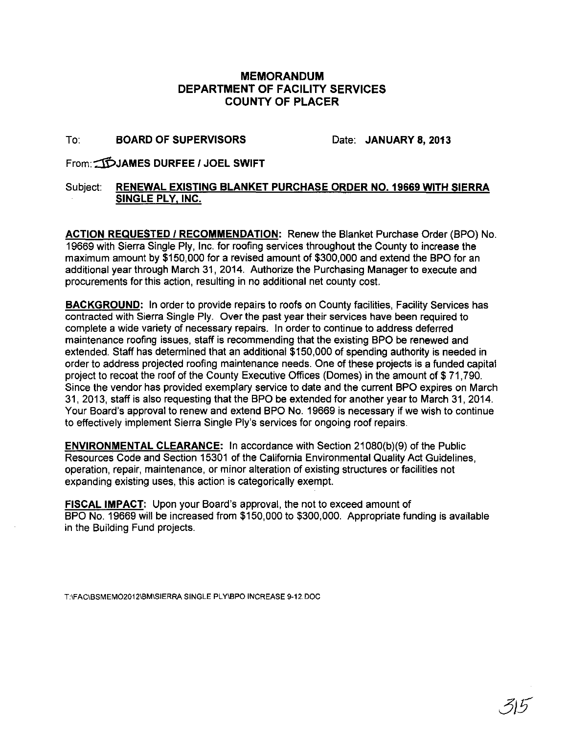# MEMORANDUM
# DEPARTMENT OF FACILITY SERVICES
# COUNTY OF PLACER

To: **BOARD OF SUPERVISORS** Date: **JANUARY 8, 2013**

From: **JD JAMES DURFEE / JOEL SWIFT**

Subject: **<u>RENEWAL EXISTING BLANKET PURCHASE ORDER NO. 19669 WITH SIERRA SINGLE PLY, INC.</u>**

**<u>ACTION REQUESTED / RECOMMENDATION:</u>** Renew the Blanket Purchase Order (BPO) No. 19669 with Sierra Single Ply, Inc. for roofing services throughout the County to increase the maximum amount by $150,000 for a revised amount of $300,000 and extend the BPO for an additional year through March 31, 2014. Authorize the Purchasing Manager to execute and procurements for this action, resulting in no additional net county cost.

**<u>BACKGROUND:</u>** In order to provide repairs to roofs on County facilities, Facility Services has contracted with Sierra Single Ply. Over the past year their services have been required to complete a wide variety of necessary repairs. In order to continue to address deferred maintenance roofing issues, staff is recommending that the existing BPO be renewed and extended. Staff has determined that an additional $150,000 of spending authority is needed in order to address projected roofing maintenance needs. One of these projects is a funded capital project to recoat the roof of the County Executive Offices (Domes) in the amount of $ 71,790. Since the vendor has provided exemplary service to date and the current BPO expires on March 31, 2013, staff is also requesting that the BPO be extended for another year to March 31, 2014. Your Board's approval to renew and extend BPO No. 19669 is necessary if we wish to continue to effectively implement Sierra Single Ply's services for ongoing roof repairs.

**<u>ENVIRONMENTAL CLEARANCE:</u>** In accordance with Section 21080(b)(9) of the Public Resources Code and Section 15301 of the California Environmental Quality Act Guidelines, operation, repair, maintenance, or minor alteration of existing structures or facilities not expanding existing uses, this action is categorically exempt.

**<u>FISCAL IMPACT:</u>** Upon your Board's approval, the not to exceed amount of BPO No. 19669 will be increased from $150,000 to $300,000. Appropriate funding is available in the Building Fund projects.

T:\FAC\BSMEMO2012\BM\SIERRA SINGLE PLY\BPO INCREASE 9-12.DOC